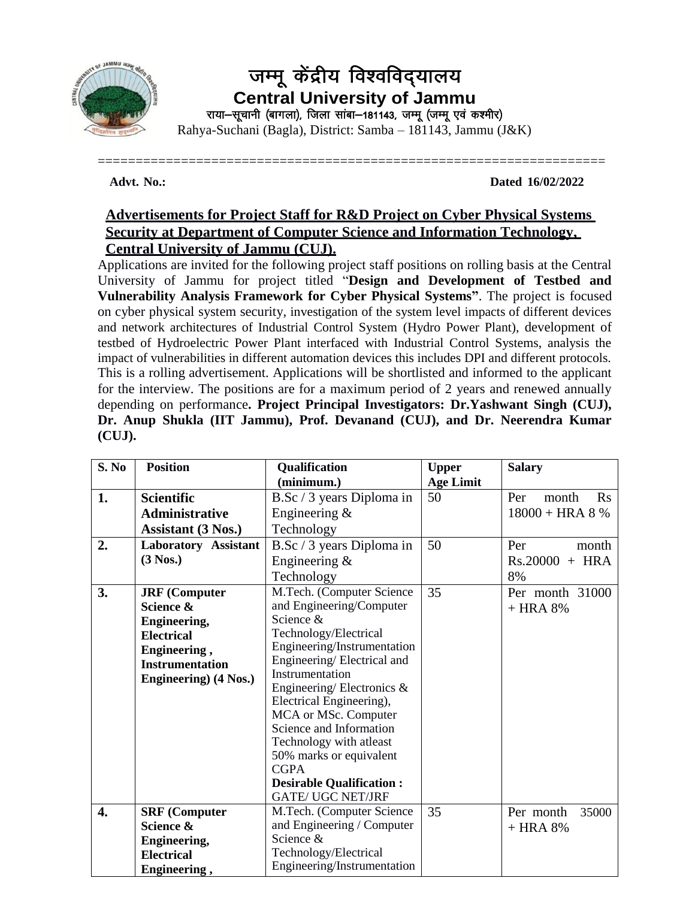# जम्मू केंद्रीय विश्वविद्यालय

## Central University of Jammu

राया–सूचानी (बागला), जिला सांबा–181143, जम्मू (जम्मू एवं कश्मीर)

Rahya-Suchani (Bagla), District: Samba – 181143, Jammu (J&K)

**Advt. No.:** **Dated 16/02/2022**

**Advertisements for Project Staff for R&D Project on Cyber Physical Systems Security at Department of Computer Science and Information Technology, Central University of Jammu (CUJ).**

Applications are invited for the following project staff positions on rolling basis at the Central University of Jammu for project titled "**Design and Development of Testbed and Vulnerability Analysis Framework for Cyber Physical Systems"**. The project is focused on cyber physical system security, investigation of the system level impacts of different devices and network architectures of Industrial Control System (Hydro Power Plant), development of testbed of Hydroelectric Power Plant interfaced with Industrial Control Systems, analysis the impact of vulnerabilities in different automation devices this includes DPI and different protocols. This is a rolling advertisement. Applications will be shortlisted and informed to the applicant for the interview. The positions are for a maximum period of 2 years and renewed annually depending on performance**. Project Principal Investigators: Dr.Yashwant Singh (CUJ), Dr. Anup Shukla (IIT Jammu), Prof. Devanand (CUJ), and Dr. Neerendra Kumar (CUJ).**

| S. No | Position | Qualification (minimum.) | Upper Age Limit | Salary |
|---|---|---|---|---|
| **1.** | **Scientific Administrative Assistant (3 Nos.)** | B.Sc / 3 years Diploma in Engineering & Technology | 50 | Per month Rs 18000 + HRA 8 % |
| **2.** | **Laboratory Assistant (3 Nos.)** | B.Sc / 3 years Diploma in Engineering & Technology | 50 | Per month Rs.20000 + HRA 8% |
| **3.** | **JRF (Computer Science & Engineering, Electrical Engineering , Instrumentation Engineering) (4 Nos.)** | M.Tech. (Computer Science and Engineering/Computer Science & Technology/Electrical Engineering/Instrumentation Engineering/ Electrical and Instrumentation Engineering/ Electronics & Electrical Engineering), MCA or MSc. Computer Science and Information Technology with atleast 50% marks or equivalent CGPA **Desirable Qualification :** GATE/ UGC NET/JRF | 35 | Per month 31000 + HRA 8% |
| **4.** | **SRF (Computer Science & Engineering, Electrical Engineering ,** | M.Tech. (Computer Science and Engineering / Computer Science & Technology/Electrical Engineering/Instrumentation | 35 | Per month 35000 + HRA 8% |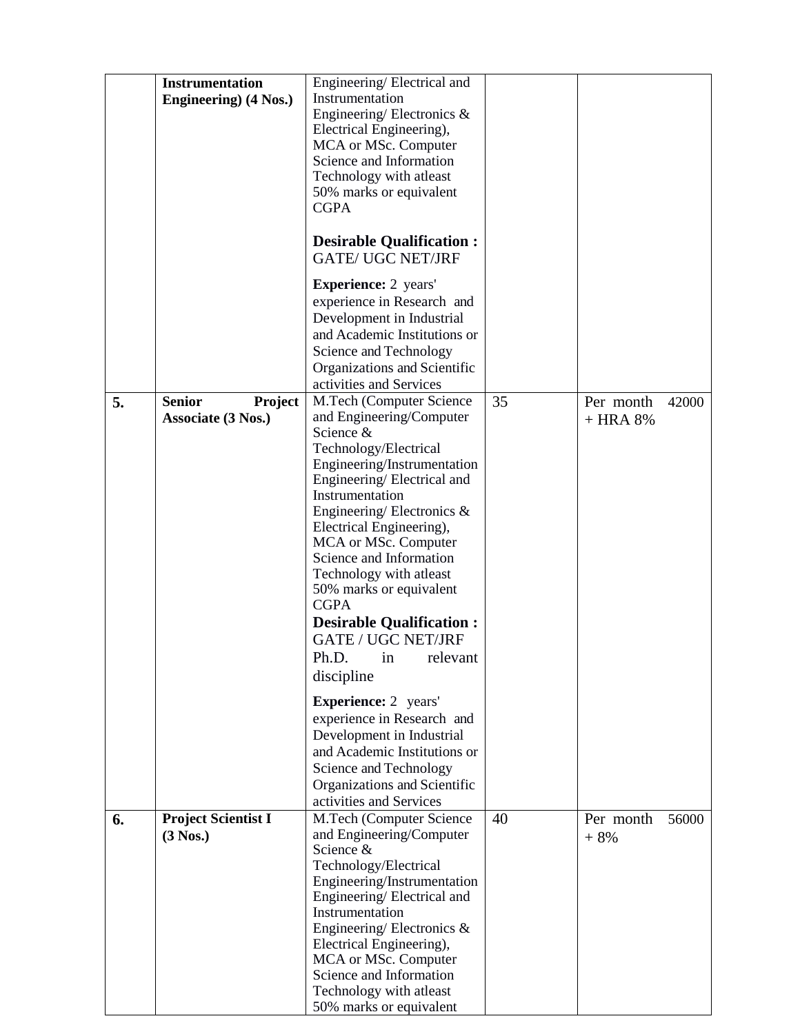| | | | | |
|---|---|---|---|---|
| | **Instrumentation Engineering) (4 Nos.)** | Engineering/ Electrical and Instrumentation Engineering/ Electronics & Electrical Engineering), MCA or MSc. Computer Science and Information Technology with atleast 50% marks or equivalent CGPA<br><br>**Desirable Qualification :** GATE/ UGC NET/JRF<br><br>**Experience:** 2 years' experience in Research and Development in Industrial and Academic Institutions or Science and Technology Organizations and Scientific activities and Services | | |
| **5.** | **Senior Project Associate (3 Nos.)** | M.Tech (Computer Science and Engineering/Computer Science & Technology/Electrical Engineering/Instrumentation Engineering/ Electrical and Instrumentation Engineering/ Electronics & Electrical Engineering), MCA or MSc. Computer Science and Information Technology with atleast 50% marks or equivalent CGPA<br>**Desirable Qualification :** GATE / UGC NET/JRF Ph.D. in relevant discipline<br><br>**Experience:** 2 years' experience in Research and Development in Industrial and Academic Institutions or Science and Technology Organizations and Scientific activities and Services | 35 | Per month 42000 + HRA 8% |
| **6.** | **Project Scientist I (3 Nos.)** | M.Tech (Computer Science and Engineering/Computer Science & Technology/Electrical Engineering/Instrumentation Engineering/ Electrical and Instrumentation Engineering/ Electronics & Electrical Engineering), MCA or MSc. Computer Science and Information Technology with atleast 50% marks or equivalent | 40 | Per month 56000 + 8% |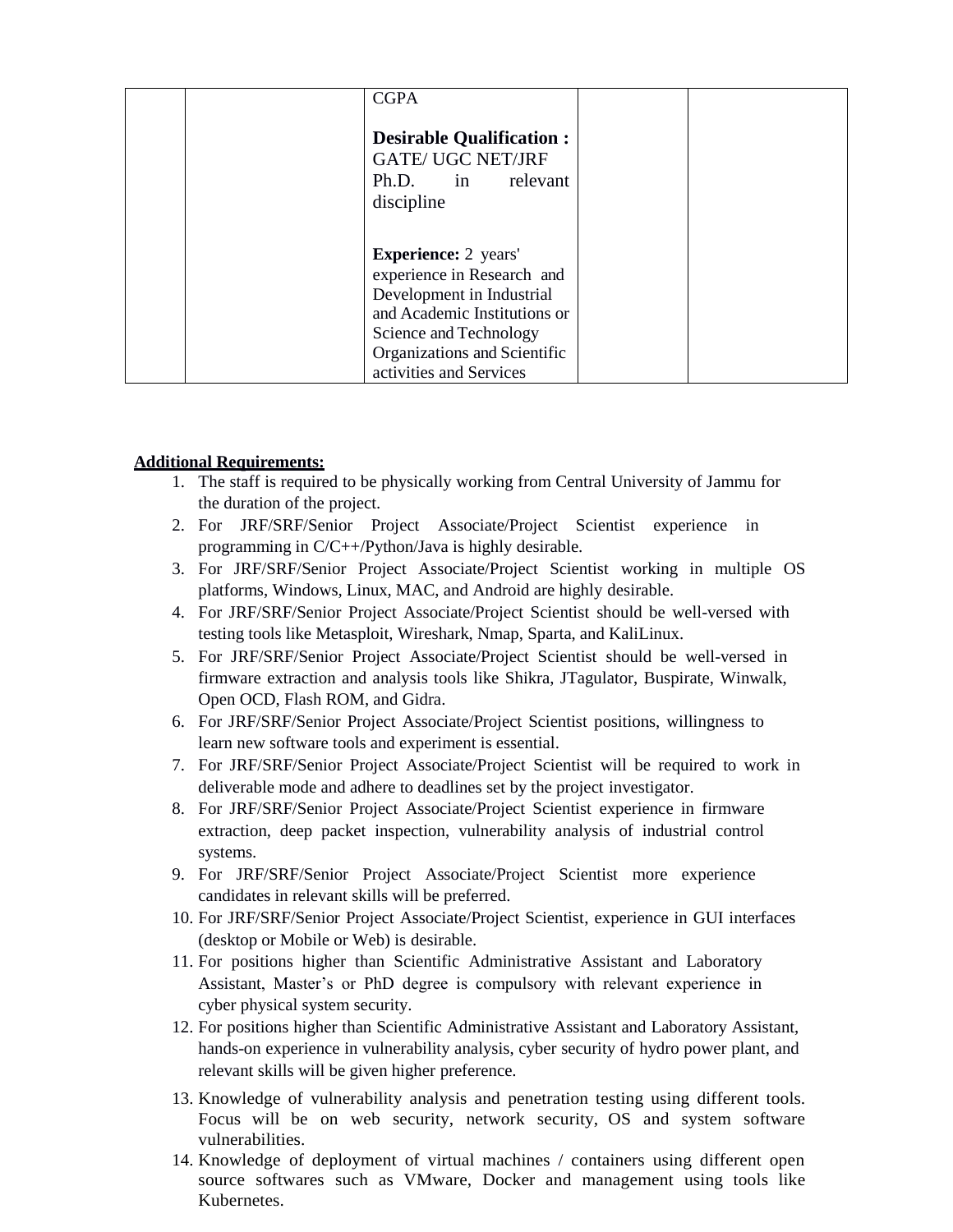| | | CGPA<br><br>**Desirable Qualification :**<br>GATE/ UGC NET/JRF<br>Ph.D. in relevant discipline<br><br>**Experience:** 2 years' experience in Research and Development in Industrial and Academic Institutions or Science and Technology Organizations and Scientific activities and Services | | |
|---|---|---|---|---|

**Additional Requirements:**

1. The staff is required to be physically working from Central University of Jammu for the duration of the project.
2. For JRF/SRF/Senior Project Associate/Project Scientist experience in programming in C/C++/Python/Java is highly desirable.
3. For JRF/SRF/Senior Project Associate/Project Scientist working in multiple OS platforms, Windows, Linux, MAC, and Android are highly desirable.
4. For JRF/SRF/Senior Project Associate/Project Scientist should be well-versed with testing tools like Metasploit, Wireshark, Nmap, Sparta, and KaliLinux.
5. For JRF/SRF/Senior Project Associate/Project Scientist should be well-versed in firmware extraction and analysis tools like Shikra, JTagulator, Buspirate, Winwalk, Open OCD, Flash ROM, and Gidra.
6. For JRF/SRF/Senior Project Associate/Project Scientist positions, willingness to learn new software tools and experiment is essential.
7. For JRF/SRF/Senior Project Associate/Project Scientist will be required to work in deliverable mode and adhere to deadlines set by the project investigator.
8. For JRF/SRF/Senior Project Associate/Project Scientist experience in firmware extraction, deep packet inspection, vulnerability analysis of industrial control systems.
9. For JRF/SRF/Senior Project Associate/Project Scientist more experience candidates in relevant skills will be preferred.
10. For JRF/SRF/Senior Project Associate/Project Scientist, experience in GUI interfaces (desktop or Mobile or Web) is desirable.
11. For positions higher than Scientific Administrative Assistant and Laboratory Assistant, Master's or PhD degree is compulsory with relevant experience in cyber physical system security.
12. For positions higher than Scientific Administrative Assistant and Laboratory Assistant, hands-on experience in vulnerability analysis, cyber security of hydro power plant, and relevant skills will be given higher preference.
13. Knowledge of vulnerability analysis and penetration testing using different tools. Focus will be on web security, network security, OS and system software vulnerabilities.
14. Knowledge of deployment of virtual machines / containers using different open source softwares such as VMware, Docker and management using tools like Kubernetes.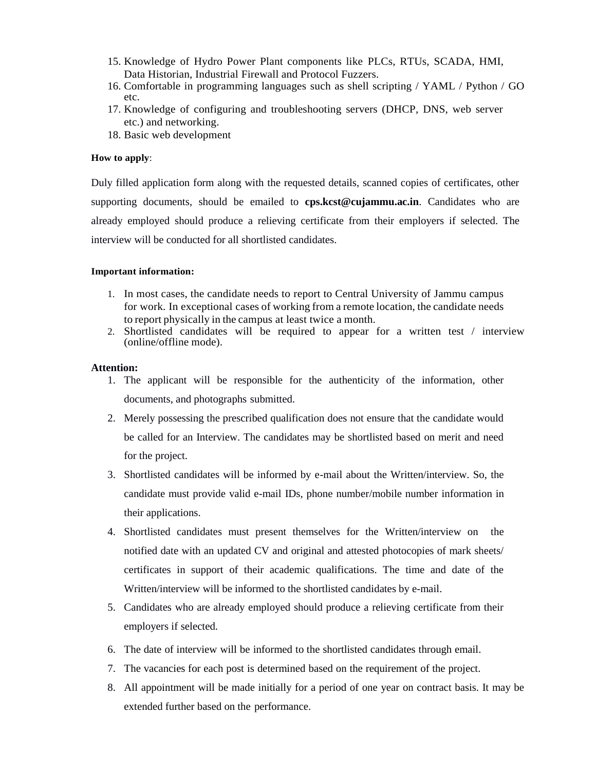15. Knowledge of Hydro Power Plant components like PLCs, RTUs, SCADA, HMI, Data Historian, Industrial Firewall and Protocol Fuzzers.
16. Comfortable in programming languages such as shell scripting / YAML / Python / GO etc.
17. Knowledge of configuring and troubleshooting servers (DHCP, DNS, web server etc.) and networking.
18. Basic web development

**How to apply**:

Duly filled application form along with the requested details, scanned copies of certificates, other supporting documents, should be emailed to **cps.kcst@cujammu.ac.in**. Candidates who are already employed should produce a relieving certificate from their employers if selected. The interview will be conducted for all shortlisted candidates.

**Important information:**

1. In most cases, the candidate needs to report to Central University of Jammu campus for work. In exceptional cases of working from a remote location, the candidate needs to report physically in the campus at least twice a month.
2. Shortlisted candidates will be required to appear for a written test / interview (online/offline mode).

**Attention:**

1. The applicant will be responsible for the authenticity of the information, other documents, and photographs submitted.
2. Merely possessing the prescribed qualification does not ensure that the candidate would be called for an Interview. The candidates may be shortlisted based on merit and need for the project.
3. Shortlisted candidates will be informed by e-mail about the Written/interview. So, the candidate must provide valid e-mail IDs, phone number/mobile number information in their applications.
4. Shortlisted candidates must present themselves for the Written/interview on the notified date with an updated CV and original and attested photocopies of mark sheets/ certificates in support of their academic qualifications. The time and date of the Written/interview will be informed to the shortlisted candidates by e-mail.
5. Candidates who are already employed should produce a relieving certificate from their employers if selected.
6. The date of interview will be informed to the shortlisted candidates through email.
7. The vacancies for each post is determined based on the requirement of the project.
8. All appointment will be made initially for a period of one year on contract basis. It may be extended further based on the performance.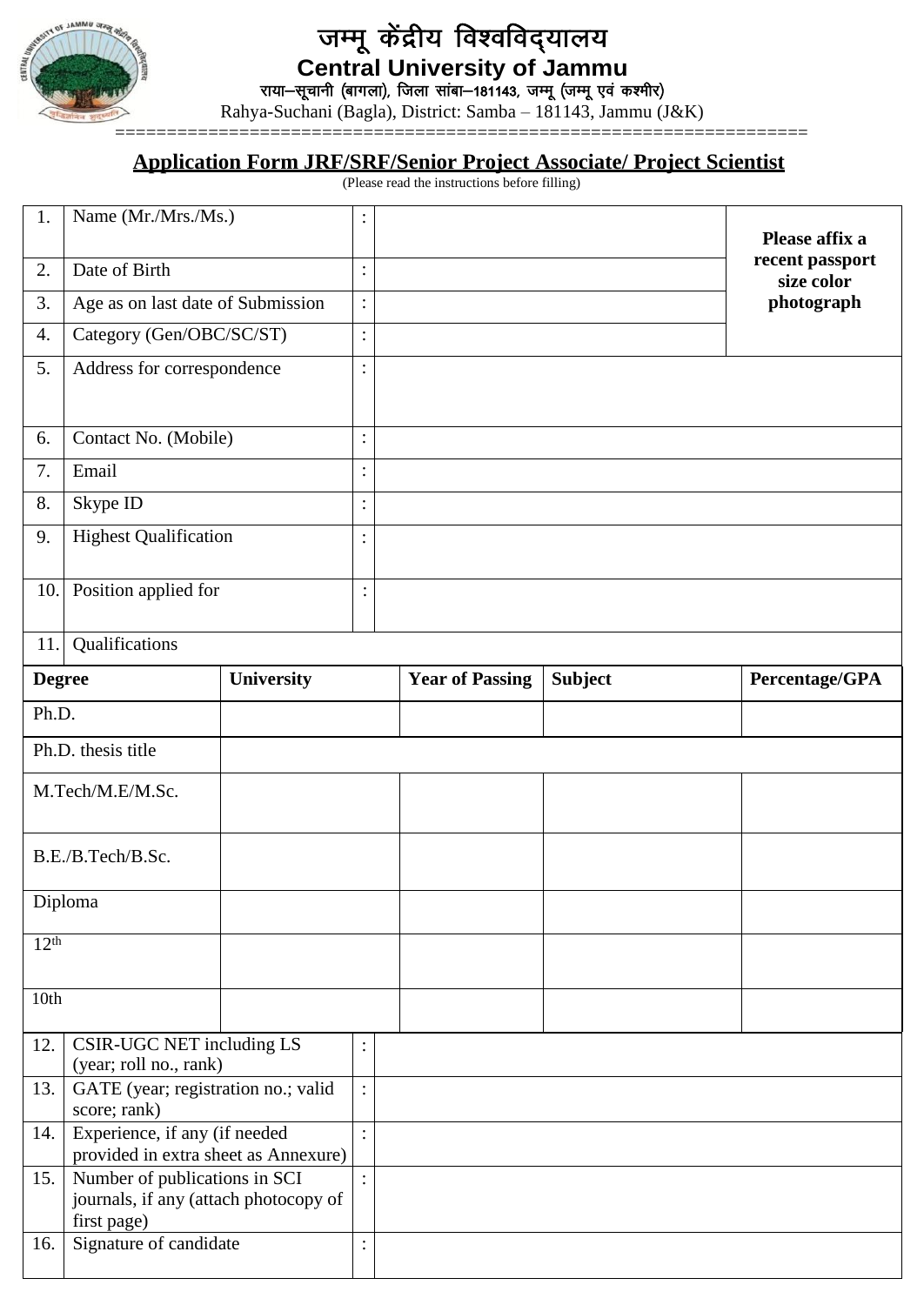# जम्मू केंद्रीय विश्वविद्यालय

# Central University of Jammu

राया–सूचानी (बागला), जिला सांबा–181143, जम्मू (जम्मू एवं कश्मीर)

Rahya-Suchani (Bagla), District: Samba – 181143, Jammu (J&K)

==================================================================

## Application Form JRF/SRF/Senior Project Associate/ Project Scientist

(Please read the instructions before filling)

| | | | | |
|---|---|---|---|---|
| 1. | Name (Mr./Mrs./Ms.) | : | | **Please affix a recent passport size color photograph** |
| 2. | Date of Birth | : | | |
| 3. | Age as on last date of Submission | : | | |
| 4. | Category (Gen/OBC/SC/ST) | : | | |
| 5. | Address for correspondence | : | | |
| 6. | Contact No. (Mobile) | : | | |
| 7. | Email | : | | |
| 8. | Skype ID | : | | |
| 9. | Highest Qualification | : | | |
| 10. | Position applied for | : | | |
| 11. | Qualifications | | | |

| **Degree** | **University** | **Year of Passing** | **Subject** | **Percentage/GPA** |
|---|---|---|---|---|
| Ph.D. | | | | |
| Ph.D. thesis title | | | | |
| M.Tech/M.E/M.Sc. | | | | |
| B.E./B.Tech/B.Sc. | | | | |
| Diploma | | | | |
| 12th | | | | |
| 10th | | | | |

| | | | |
|---|---|---|---|
| 12. | CSIR-UGC NET including LS (year; roll no., rank) | : | |
| 13. | GATE (year; registration no.; valid score; rank) | : | |
| 14. | Experience, if any (if needed provided in extra sheet as Annexure) | : | |
| 15. | Number of publications in SCI journals, if any (attach photocopy of first page) | : | |
| 16. | Signature of candidate | : | |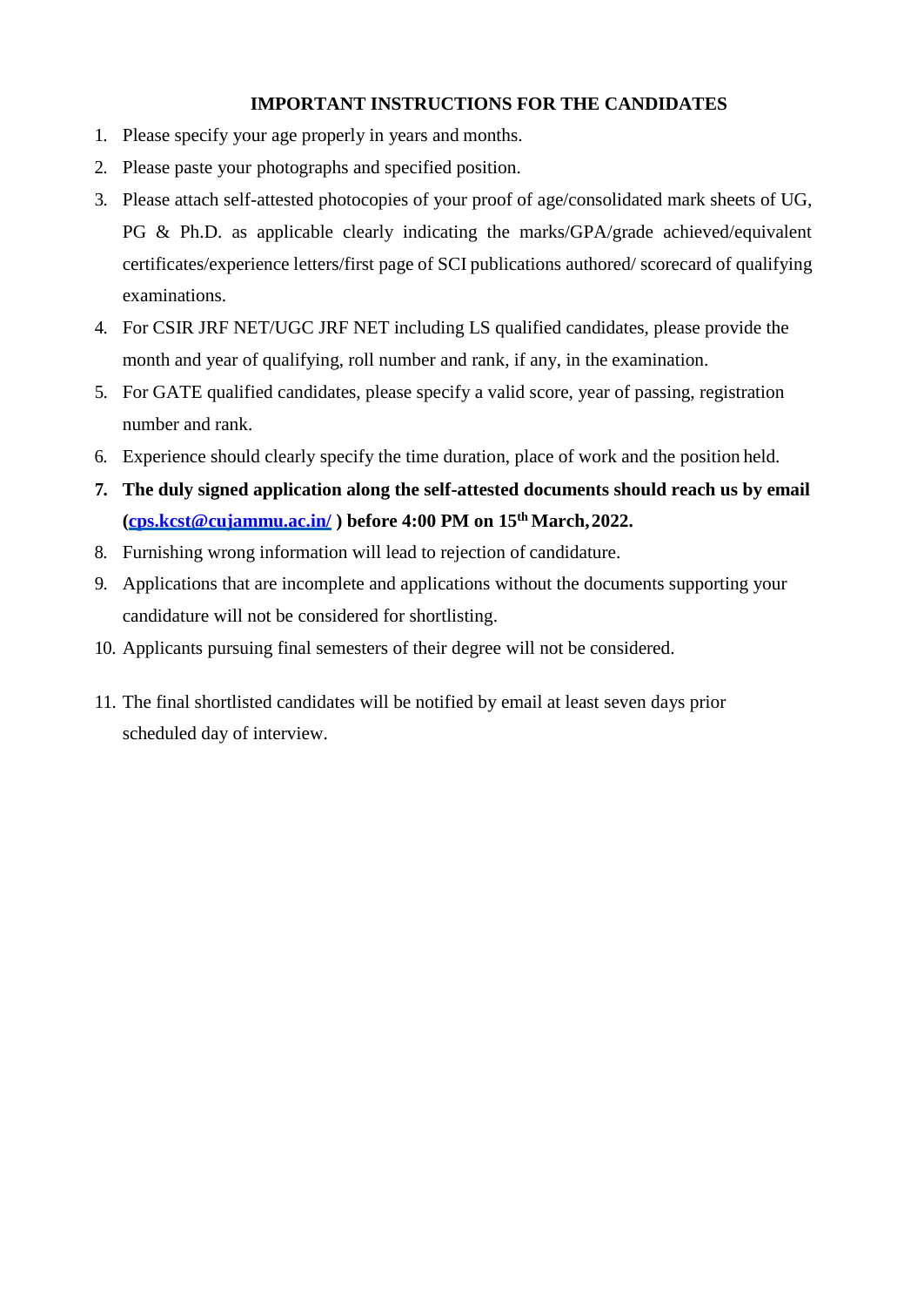**IMPORTANT INSTRUCTIONS FOR THE CANDIDATES**

1. Please specify your age properly in years and months.
2. Please paste your photographs and specified position.
3. Please attach self-attested photocopies of your proof of age/consolidated mark sheets of UG, PG & Ph.D. as applicable clearly indicating the marks/GPA/grade achieved/equivalent certificates/experience letters/first page of SCI publications authored/ scorecard of qualifying examinations.
4. For CSIR JRF NET/UGC JRF NET including LS qualified candidates, please provide the month and year of qualifying, roll number and rank, if any, in the examination.
5. For GATE qualified candidates, please specify a valid score, year of passing, registration number and rank.
6. Experience should clearly specify the time duration, place of work and the position held.
7. **The duly signed application along the self-attested documents should reach us by email ([cps.kcst@cujammu.ac.in/](mailto:cps.kcst@cujammu.ac.in) ) before 4:00 PM on 15th March, 2022.**
8. Furnishing wrong information will lead to rejection of candidature.
9. Applications that are incomplete and applications without the documents supporting your candidature will not be considered for shortlisting.
10. Applicants pursuing final semesters of their degree will not be considered.
11. The final shortlisted candidates will be notified by email at least seven days prior scheduled day of interview.